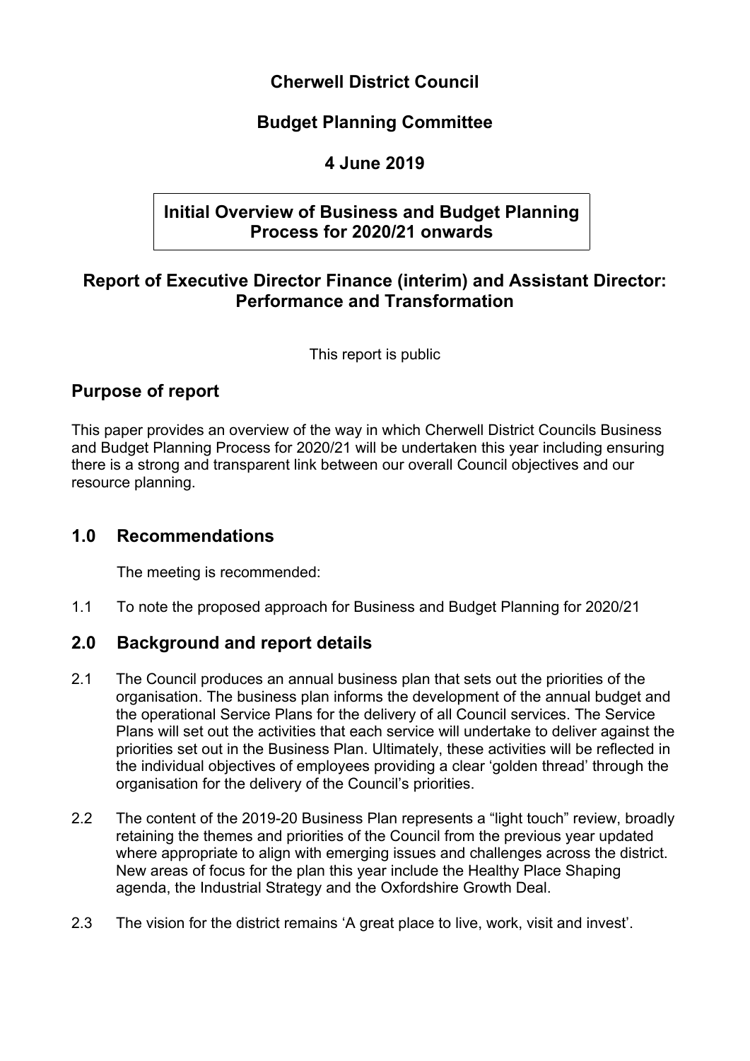# Cherwell District Council

## Budget Planning Committee

## 4 June 2019

## Initial Overview of Business and Budget Planning Process for 2020/21 onwards

## Report of Executive Director Finance (interim) and Assistant Director: Performance and Transformation

This report is public

## Purpose of report

This paper provides an overview of the way in which Cherwell District Councils Business and Budget Planning Process for 2020/21 will be undertaken this year including ensuring there is a strong and transparent link between our overall Council objectives and our resource planning.

## 1.0 Recommendations

The meeting is recommended:

1.1 To note the proposed approach for Business and Budget Planning for 2020/21

## 2.0 Background and report details

2.1 The Council produces an annual business plan that sets out the priorities of the organisation. The business plan informs the development of the annual budget and the operational Service Plans for the delivery of all Council services. The Service Plans will set out the activities that each service will undertake to deliver against the priorities set out in the Business Plan. Ultimately, these activities will be reflected in the individual objectives of employees providing a clear 'golden thread' through the organisation for the delivery of the Council's priorities.

2.2 The content of the 2019-20 Business Plan represents a "light touch" review, broadly retaining the themes and priorities of the Council from the previous year updated where appropriate to align with emerging issues and challenges across the district. New areas of focus for the plan this year include the Healthy Place Shaping agenda, the Industrial Strategy and the Oxfordshire Growth Deal.

2.3 The vision for the district remains 'A great place to live, work, visit and invest'.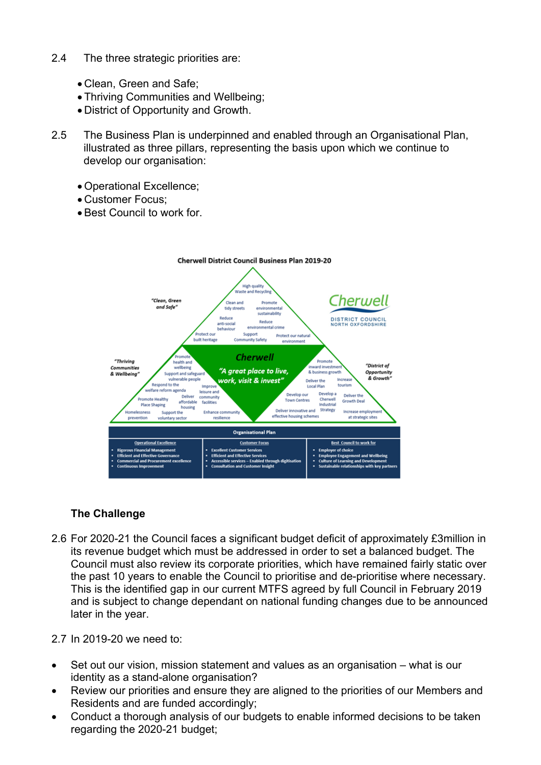2.4 The three strategic priorities are:

- Clean, Green and Safe;
- Thriving Communities and Wellbeing;
- District of Opportunity and Growth.

2.5 The Business Plan is underpinned and enabled through an Organisational Plan, illustrated as three pillars, representing the basis upon which we continue to develop our organisation:

- Operational Excellence;
- Customer Focus;
- Best Council to work for.

**Cherwell District Council Business Plan 2019-20**

Cherwell DISTRICT COUNCIL NORTH OXFORDSHIRE

**Cherwell**

*"A great place to live, work, visit & invest"*

*"Clean, Green and Safe"*

- High quality Waste and Recycling
- Clean and tidy streets
- Promote environmental sustainability
- Reduce anti-social behaviour
- Reduce environmental crime
- Protect our built heritage
- Support Community Safety
- Protect our natural environment

*"Thriving Communities & Wellbeing"*

- Promote health and wellbeing
- Support and safeguard vulnerable people
- Respond to the welfare reform agenda
- Improve leisure and community facilities
- Promote Healthy Place Shaping
- Deliver affordable housing
- Homelessness prevention
- Support the voluntary sector
- Enhance community resilience

*"District of Opportunity & Growth"*

- Promote inward investment & business growth
- Deliver the Local Plan
- Increase tourism
- Develop our Town Centres
- Develop a Cherwell Industrial Strategy
- Deliver the Growth Deal
- Deliver innovative and effective housing schemes
- Increase employment at strategic sites

**Organisational Plan**

| Operational Excellence | Customer Focus | Best Council to work for |
|---|---|---|
| • Rigorous Financial Management<br>• Efficient and Effective Governance<br>• Commercial and Procurement excellence<br>• Continuous Improvement | • Excellent Customer Services<br>• Efficient and Effective Services<br>• Accessible services – Enabled through digitisation<br>• Consultation and Customer Insight | • Employer of choice<br>• Employee Engagement and Wellbeing<br>• Culture of Learning and Development<br>• Sustainable relationships with key partners |

**The Challenge**

2.6 For 2020-21 the Council faces a significant budget deficit of approximately £3million in its revenue budget which must be addressed in order to set a balanced budget. The Council must also review its corporate priorities, which have remained fairly static over the past 10 years to enable the Council to prioritise and de-prioritise where necessary. This is the identified gap in our current MTFS agreed by full Council in February 2019 and is subject to change dependant on national funding changes due to be announced later in the year.

2.7 In 2019-20 we need to:

- Set out our vision, mission statement and values as an organisation – what is our identity as a stand-alone organisation?
- Review our priorities and ensure they are aligned to the priorities of our Members and Residents and are funded accordingly;
- Conduct a thorough analysis of our budgets to enable informed decisions to be taken regarding the 2020-21 budget;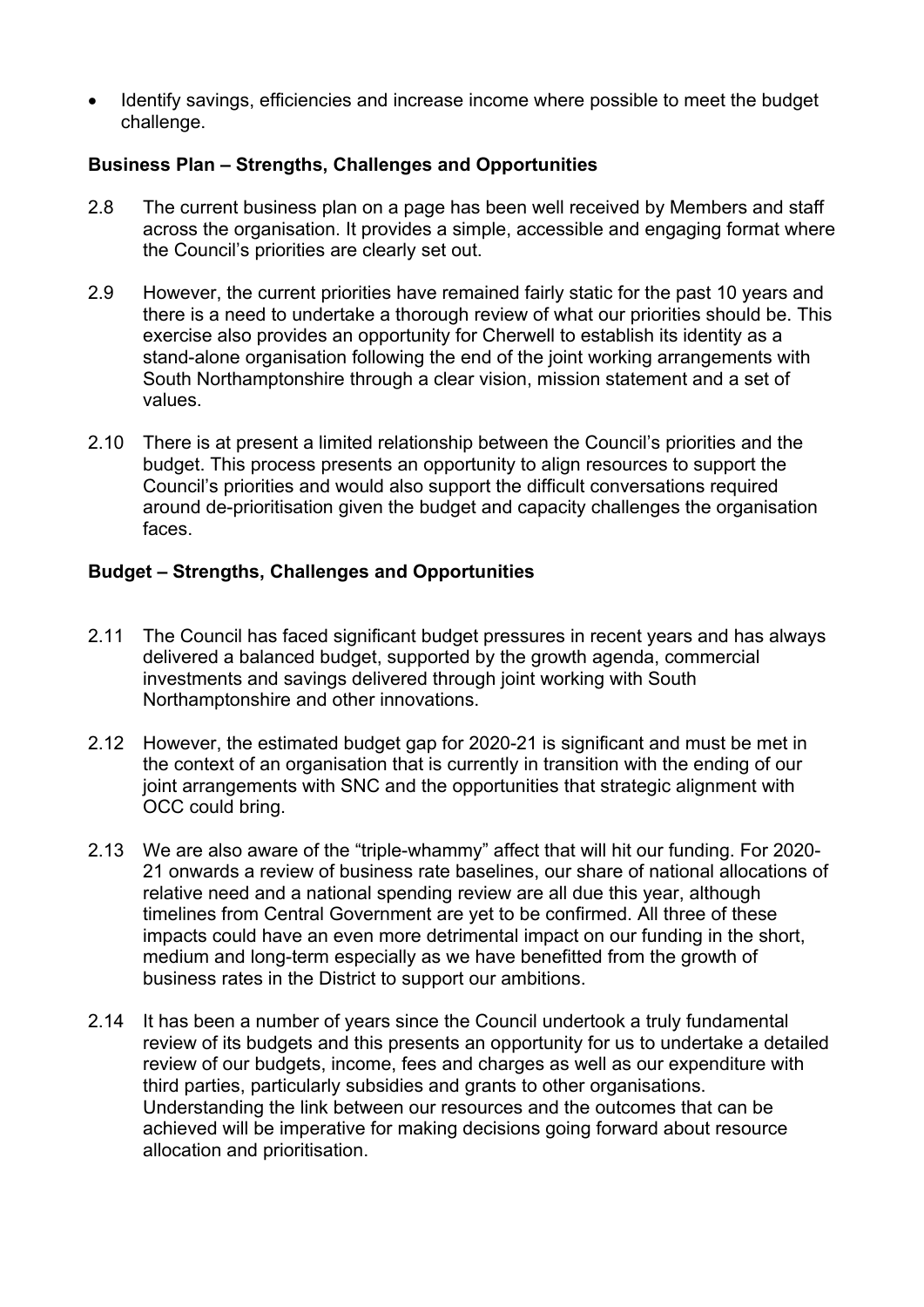- Identify savings, efficiencies and increase income where possible to meet the budget challenge.

**Business Plan – Strengths, Challenges and Opportunities**

2.8 The current business plan on a page has been well received by Members and staff across the organisation. It provides a simple, accessible and engaging format where the Council's priorities are clearly set out.

2.9 However, the current priorities have remained fairly static for the past 10 years and there is a need to undertake a thorough review of what our priorities should be. This exercise also provides an opportunity for Cherwell to establish its identity as a stand-alone organisation following the end of the joint working arrangements with South Northamptonshire through a clear vision, mission statement and a set of values.

2.10 There is at present a limited relationship between the Council's priorities and the budget. This process presents an opportunity to align resources to support the Council's priorities and would also support the difficult conversations required around de-prioritisation given the budget and capacity challenges the organisation faces.

**Budget – Strengths, Challenges and Opportunities**

2.11 The Council has faced significant budget pressures in recent years and has always delivered a balanced budget, supported by the growth agenda, commercial investments and savings delivered through joint working with South Northamptonshire and other innovations.

2.12 However, the estimated budget gap for 2020-21 is significant and must be met in the context of an organisation that is currently in transition with the ending of our joint arrangements with SNC and the opportunities that strategic alignment with OCC could bring.

2.13 We are also aware of the "triple-whammy" affect that will hit our funding. For 2020-21 onwards a review of business rate baselines, our share of national allocations of relative need and a national spending review are all due this year, although timelines from Central Government are yet to be confirmed. All three of these impacts could have an even more detrimental impact on our funding in the short, medium and long-term especially as we have benefitted from the growth of business rates in the District to support our ambitions.

2.14 It has been a number of years since the Council undertook a truly fundamental review of its budgets and this presents an opportunity for us to undertake a detailed review of our budgets, income, fees and charges as well as our expenditure with third parties, particularly subsidies and grants to other organisations. Understanding the link between our resources and the outcomes that can be achieved will be imperative for making decisions going forward about resource allocation and prioritisation.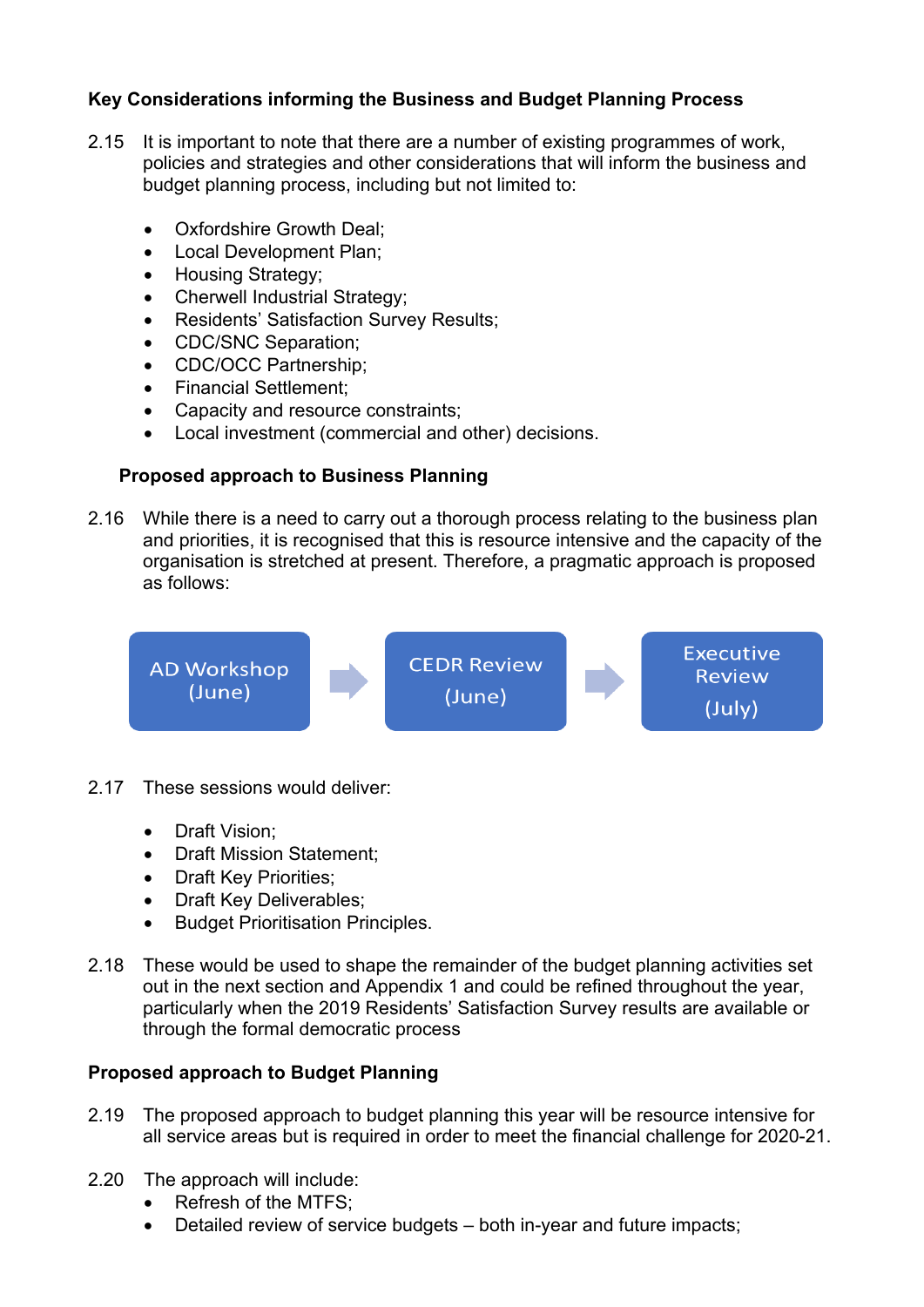**Key Considerations informing the Business and Budget Planning Process**

2.15 It is important to note that there are a number of existing programmes of work, policies and strategies and other considerations that will inform the business and budget planning process, including but not limited to:

- Oxfordshire Growth Deal;
- Local Development Plan;
- Housing Strategy;
- Cherwell Industrial Strategy;
- Residents' Satisfaction Survey Results;
- CDC/SNC Separation;
- CDC/OCC Partnership;
- Financial Settlement;
- Capacity and resource constraints;
- Local investment (commercial and other) decisions.

**Proposed approach to Business Planning**

2.16 While there is a need to carry out a thorough process relating to the business plan and priorities, it is recognised that this is resource intensive and the capacity of the organisation is stretched at present. Therefore, a pragmatic approach is proposed as follows:

AD Workshop (June) → CEDR Review (June) → Executive Review (July)

2.17 These sessions would deliver:

- Draft Vision;
- Draft Mission Statement;
- Draft Key Priorities;
- Draft Key Deliverables;
- Budget Prioritisation Principles.

2.18 These would be used to shape the remainder of the budget planning activities set out in the next section and Appendix 1 and could be refined throughout the year, particularly when the 2019 Residents' Satisfaction Survey results are available or through the formal democratic process

**Proposed approach to Budget Planning**

2.19 The proposed approach to budget planning this year will be resource intensive for all service areas but is required in order to meet the financial challenge for 2020-21.

2.20 The approach will include:

- Refresh of the MTFS;
- Detailed review of service budgets – both in-year and future impacts;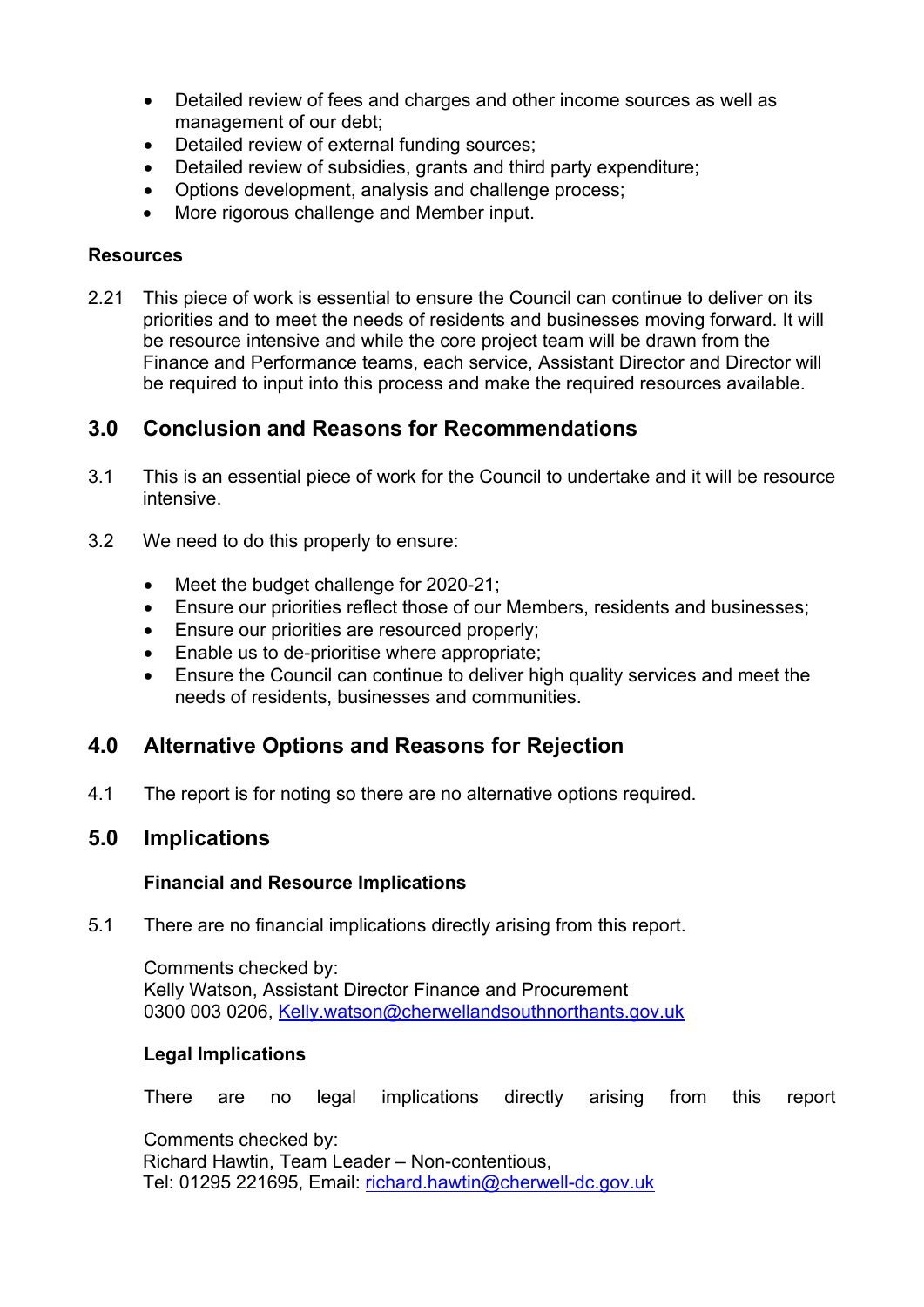- Detailed review of fees and charges and other income sources as well as management of our debt;
- Detailed review of external funding sources;
- Detailed review of subsidies, grants and third party expenditure;
- Options development, analysis and challenge process;
- More rigorous challenge and Member input.

**Resources**

2.21 This piece of work is essential to ensure the Council can continue to deliver on its priorities and to meet the needs of residents and businesses moving forward. It will be resource intensive and while the core project team will be drawn from the Finance and Performance teams, each service, Assistant Director and Director will be required to input into this process and make the required resources available.

## 3.0 Conclusion and Reasons for Recommendations

3.1 This is an essential piece of work for the Council to undertake and it will be resource intensive.

3.2 We need to do this properly to ensure:

- Meet the budget challenge for 2020-21;
- Ensure our priorities reflect those of our Members, residents and businesses;
- Ensure our priorities are resourced properly;
- Enable us to de-prioritise where appropriate;
- Ensure the Council can continue to deliver high quality services and meet the needs of residents, businesses and communities.

## 4.0 Alternative Options and Reasons for Rejection

4.1 The report is for noting so there are no alternative options required.

## 5.0 Implications

**Financial and Resource Implications**

5.1 There are no financial implications directly arising from this report.

Comments checked by:
Kelly Watson, Assistant Director Finance and Procurement
0300 003 0206, Kelly.watson@cherwellandsouthnorthants.gov.uk

**Legal Implications**

There are no legal implications directly arising from this report

Comments checked by:
Richard Hawtin, Team Leader – Non-contentious,
Tel: 01295 221695, Email: richard.hawtin@cherwell-dc.gov.uk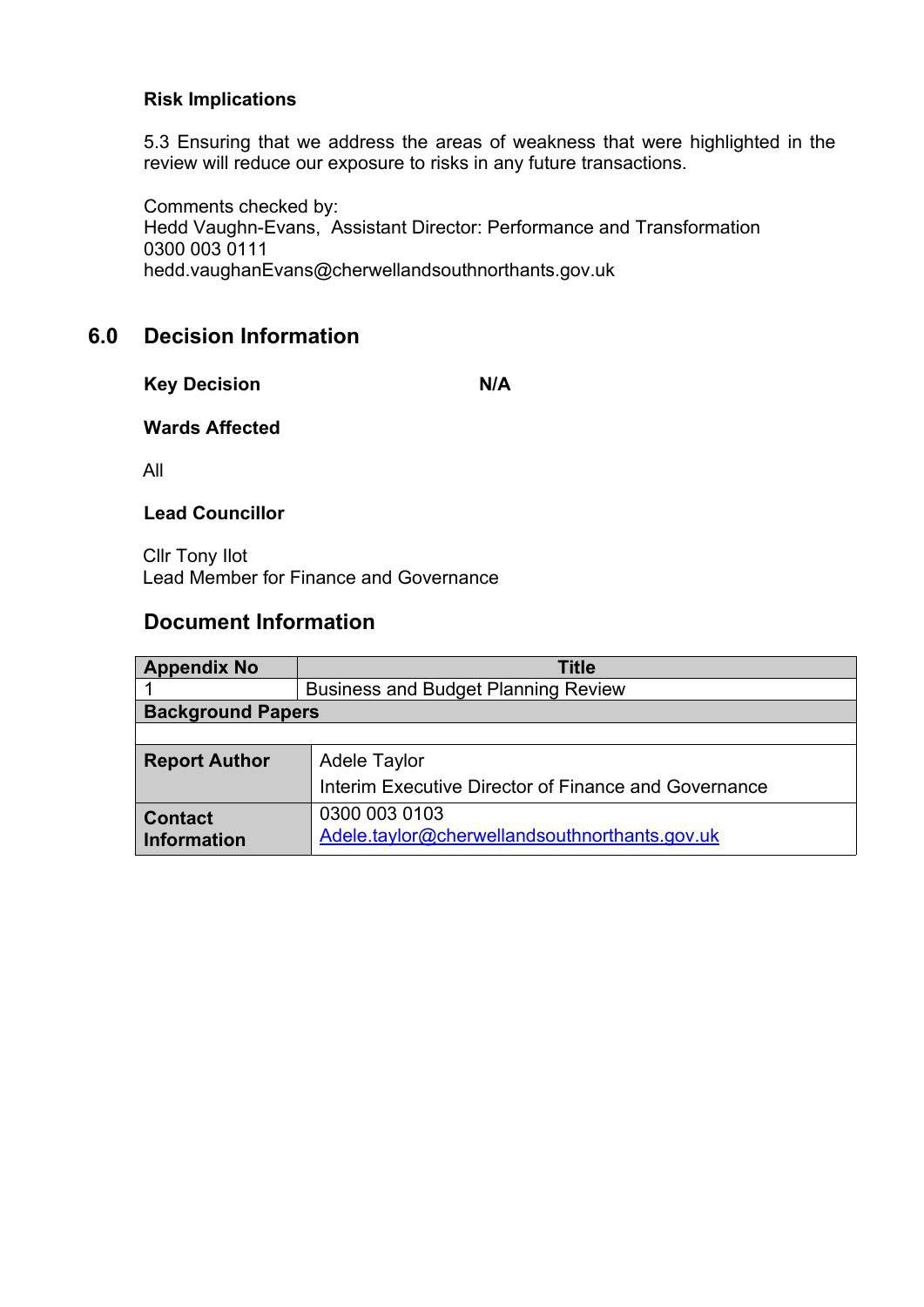**Risk Implications**

5.3 Ensuring that we address the areas of weakness that were highlighted in the review will reduce our exposure to risks in any future transactions.

Comments checked by:
Hedd Vaughn-Evans, Assistant Director: Performance and Transformation
0300 003 0111
hedd.vaughanEvans@cherwellandsouthnorthants.gov.uk

## 6.0 Decision Information

**Key Decision** **N/A**

**Wards Affected**

All

**Lead Councillor**

Cllr Tony Ilot
Lead Member for Finance and Governance

## Document Information

| Appendix No | Title |
|---|---|
| 1 | Business and Budget Planning Review |
| **Background Papers** | |
| | |
| **Report Author** | Adele Taylor<br>Interim Executive Director of Finance and Governance |
| **Contact Information** | 0300 003 0103<br>Adele.taylor@cherwellandsouthnorthants.gov.uk |